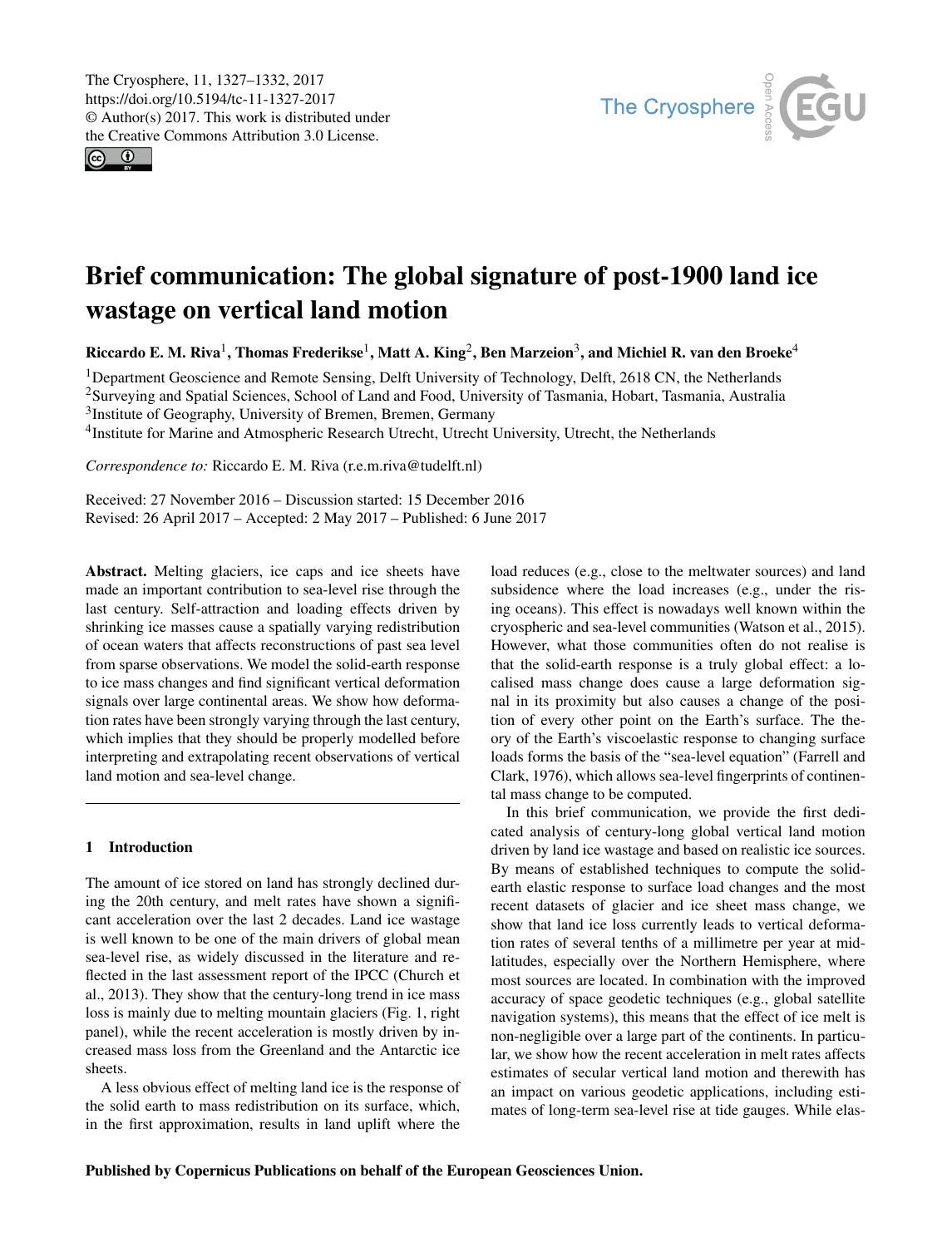# Brief communication: The global signature of post-1900 land ice wastage on vertical land motion

**Riccardo E. M. Riva[1], Thomas Frederikse[1], Matt A. King[2], Ben Marzeion[3], and Michiel R. van den Broeke[4]**

[1]Department Geoscience and Remote Sensing, Delft University of Technology, Delft, 2618 CN, the Netherlands
[2]Surveying and Spatial Sciences, School of Land and Food, University of Tasmania, Hobart, Tasmania, Australia
[3]Institute of Geography, University of Bremen, Bremen, Germany
[4]Institute for Marine and Atmospheric Research Utrecht, Utrecht University, Utrecht, the Netherlands

*Correspondence to:* Riccardo E. M. Riva (r.e.m.riva@tudelft.nl)

Received: 27 November 2016 – Discussion started: 15 December 2016
Revised: 26 April 2017 – Accepted: 2 May 2017 – Published: 6 June 2017

**Abstract.** Melting glaciers, ice caps and ice sheets have made an important contribution to sea-level rise through the last century. Self-attraction and loading effects driven by shrinking ice masses cause a spatially varying redistribution of ocean waters that affects reconstructions of past sea level from sparse observations. We model the solid-earth response to ice mass changes and find significant vertical deformation signals over large continental areas. We show how deformation rates have been strongly varying through the last century, which implies that they should be properly modelled before interpreting and extrapolating recent observations of vertical land motion and sea-level change.

## 1 Introduction

The amount of ice stored on land has strongly declined during the 20th century, and melt rates have shown a significant acceleration over the last 2 decades. Land ice wastage is well known to be one of the main drivers of global mean sea-level rise, as widely discussed in the literature and reflected in the last assessment report of the IPCC (Church et al., 2013). They show that the century-long trend in ice mass loss is mainly due to melting mountain glaciers (Fig. 1, right panel), while the recent acceleration is mostly driven by increased mass loss from the Greenland and the Antarctic ice sheets.

A less obvious effect of melting land ice is the response of the solid earth to mass redistribution on its surface, which, in the first approximation, results in land uplift where the load reduces (e.g., close to the meltwater sources) and land subsidence where the load increases (e.g., under the rising oceans). This effect is nowadays well known within the cryospheric and sea-level communities (Watson et al., 2015). However, what those communities often do not realise is that the solid-earth response is a truly global effect: a localised mass change does cause a large deformation signal in its proximity but also causes a change of the position of every other point on the Earth's surface. The theory of the Earth's viscoelastic response to changing surface loads forms the basis of the "sea-level equation" (Farrell and Clark, 1976), which allows sea-level fingerprints of continental mass change to be computed.

In this brief communication, we provide the first dedicated analysis of century-long global vertical land motion driven by land ice wastage and based on realistic ice sources. By means of established techniques to compute the solid-earth elastic response to surface load changes and the most recent datasets of glacier and ice sheet mass change, we show that land ice loss currently leads to vertical deformation rates of several tenths of a millimetre per year at mid-latitudes, especially over the Northern Hemisphere, where most sources are located. In combination with the improved accuracy of space geodetic techniques (e.g., global satellite navigation systems), this means that the effect of ice melt is non-negligible over a large part of the continents. In particular, we show how the recent acceleration in melt rates affects estimates of secular vertical land motion and therewith has an impact on various geodetic applications, including estimates of long-term sea-level rise at tide gauges. While elas-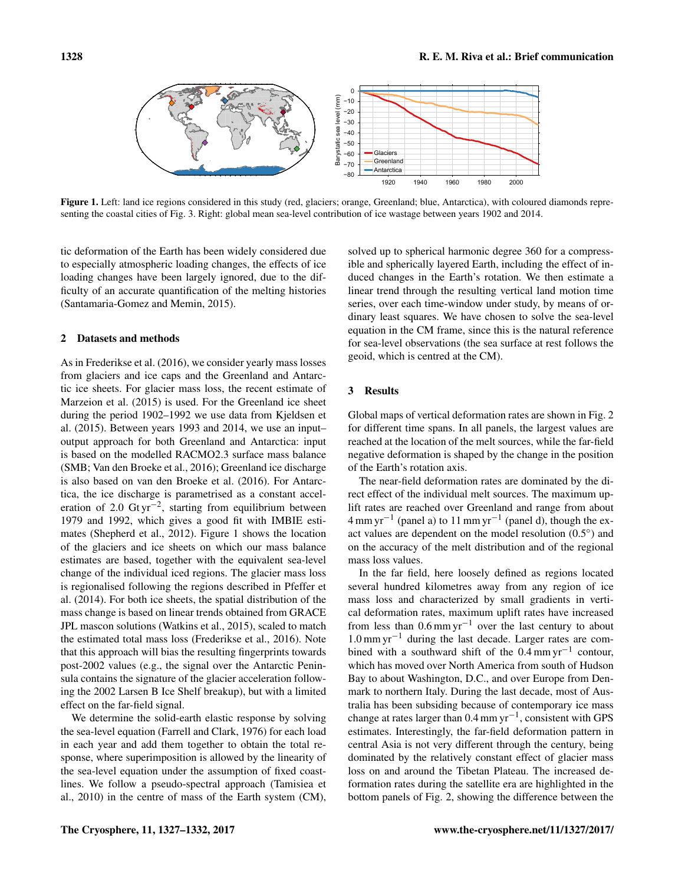**Figure 1.** Left: land ice regions considered in this study (red, glaciers; orange, Greenland; blue, Antarctica), with coloured diamonds representing the coastal cities of Fig. 3. Right: global mean sea-level contribution of ice wastage between years 1902 and 2014.

tic deformation of the Earth has been widely considered due to especially atmospheric loading changes, the effects of ice loading changes have been largely ignored, due to the difficulty of an accurate quantification of the melting histories (Santamaria-Gomez and Memin, 2015).

## 2 Datasets and methods

As in Frederikse et al. (2016), we consider yearly mass losses from glaciers and ice caps and the Greenland and Antarctic ice sheets. For glacier mass loss, the recent estimate of Marzeion et al. (2015) is used. For the Greenland ice sheet during the period 1902–1992 we use data from Kjeldsen et al. (2015). Between years 1993 and 2014, we use an input–output approach for both Greenland and Antarctica: input is based on the modelled RACMO2.3 surface mass balance (SMB; Van den Broeke et al., 2016); Greenland ice discharge is also based on van den Broeke et al. (2016). For Antarctica, the ice discharge is parametrised as a constant acceleration of 2.0 Gt $\mathrm{yr}^{-2}$, starting from equilibrium between 1979 and 1992, which gives a good fit with IMBIE estimates (Shepherd et al., 2012). Figure 1 shows the location of the glaciers and ice sheets on which our mass balance estimates are based, together with the equivalent sea-level change of the individual iced regions. The glacier mass loss is regionalised following the regions described in Pfeffer et al. (2014). For both ice sheets, the spatial distribution of the mass change is based on linear trends obtained from GRACE JPL mascon solutions (Watkins et al., 2015), scaled to match the estimated total mass loss (Frederikse et al., 2016). Note that this approach will bias the resulting fingerprints towards post-2002 values (e.g., the signal over the Antarctic Peninsula contains the signature of the glacier acceleration following the 2002 Larsen B Ice Shelf breakup), but with a limited effect on the far-field signal.

We determine the solid-earth elastic response by solving the sea-level equation (Farrell and Clark, 1976) for each load in each year and add them together to obtain the total response, where superimposition is allowed by the linearity of the sea-level equation under the assumption of fixed coastlines. We follow a pseudo-spectral approach (Tamisiea et al., 2010) in the centre of mass of the Earth system (CM), solved up to spherical harmonic degree 360 for a compressible and spherically layered Earth, including the effect of induced changes in the Earth's rotation. We then estimate a linear trend through the resulting vertical land motion time series, over each time-window under study, by means of ordinary least squares. We have chosen to solve the sea-level equation in the CM frame, since this is the natural reference for sea-level observations (the sea surface at rest follows the geoid, which is centred at the CM).

## 3 Results

Global maps of vertical deformation rates are shown in Fig. 2 for different time spans. In all panels, the largest values are reached at the location of the melt sources, while the far-field negative deformation is shaped by the change in the position of the Earth's rotation axis.

The near-field deformation rates are dominated by the direct effect of the individual melt sources. The maximum uplift rates are reached over Greenland and range from about 4 mm $\mathrm{yr}^{-1}$ (panel a) to 11 mm $\mathrm{yr}^{-1}$ (panel d), though the exact values are dependent on the model resolution (0.5°) and on the accuracy of the melt distribution and of the regional mass loss values.

In the far field, here loosely defined as regions located several hundred kilometres away from any region of ice mass loss and characterized by small gradients in vertical deformation rates, maximum uplift rates have increased from less than 0.6 mm $\mathrm{yr}^{-1}$ over the last century to about 1.0 mm $\mathrm{yr}^{-1}$ during the last decade. Larger rates are combined with a southward shift of the 0.4 mm $\mathrm{yr}^{-1}$ contour, which has moved over North America from south of Hudson Bay to about Washington, D.C., and over Europe from Denmark to northern Italy. During the last decade, most of Australia has been subsiding because of contemporary ice mass change at rates larger than 0.4 mm $\mathrm{yr}^{-1}$, consistent with GPS estimates. Interestingly, the far-field deformation pattern in central Asia is not very different through the century, being dominated by the relatively constant effect of glacier mass loss on and around the Tibetan Plateau. The increased deformation rates during the satellite era are highlighted in the bottom panels of Fig. 2, showing the difference between the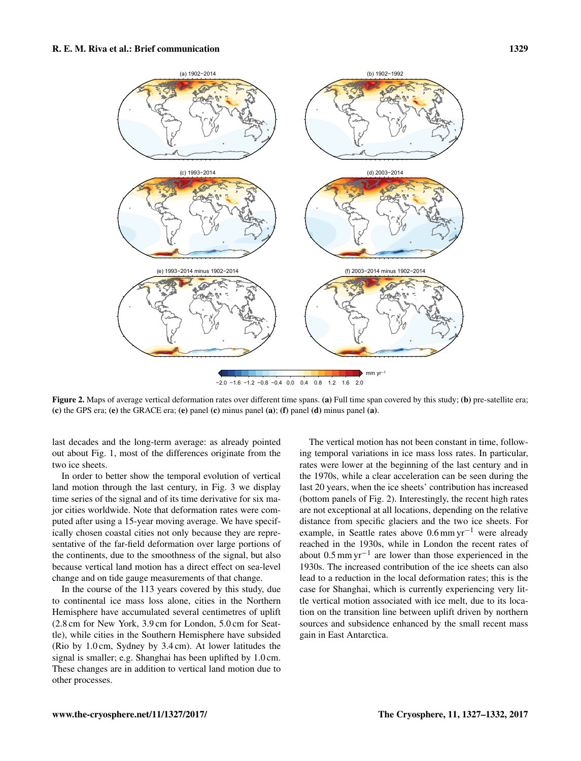**Figure 2.** Maps of average vertical deformation rates over different time spans. **(a)** Full time span covered by this study; **(b)** pre-satellite era; **(c)** the GPS era; **(e)** the GRACE era; **(e)** panel **(c)** minus panel **(a)**; **(f)** panel **(d)** minus panel **(a)**.

last decades and the long-term average: as already pointed out about Fig. 1, most of the differences originate from the two ice sheets.

In order to better show the temporal evolution of vertical land motion through the last century, in Fig. 3 we display time series of the signal and of its time derivative for six major cities worldwide. Note that deformation rates were computed after using a 15-year moving average. We have specifically chosen coastal cities not only because they are representative of the far-field deformation over large portions of the continents, due to the smoothness of the signal, but also because vertical land motion has a direct effect on sea-level change and on tide gauge measurements of that change.

In the course of the 113 years covered by this study, due to continental ice mass loss alone, cities in the Northern Hemisphere have accumulated several centimetres of uplift (2.8 cm for New York, 3.9 cm for London, 5.0 cm for Seattle), while cities in the Southern Hemisphere have subsided (Rio by 1.0 cm, Sydney by 3.4 cm). At lower latitudes the signal is smaller; e.g. Shanghai has been uplifted by 1.0 cm. These changes are in addition to vertical land motion due to other processes.

The vertical motion has not been constant in time, following temporal variations in ice mass loss rates. In particular, rates were lower at the beginning of the last century and in the 1970s, while a clear acceleration can be seen during the last 20 years, when the ice sheets' contribution has increased (bottom panels of Fig. 2). Interestingly, the recent high rates are not exceptional at all locations, depending on the relative distance from specific glaciers and the two ice sheets. For example, in Seattle rates above 0.6 $\mathrm{mm\,yr^{-1}}$ were already reached in the 1930s, while in London the recent rates of about 0.5 $\mathrm{mm\,yr^{-1}}$ are lower than those experienced in the 1930s. The increased contribution of the ice sheets can also lead to a reduction in the local deformation rates; this is the case for Shanghai, which is currently experiencing very little vertical motion associated with ice melt, due to its location on the transition line between uplift driven by northern sources and subsidence enhanced by the small recent mass gain in East Antarctica.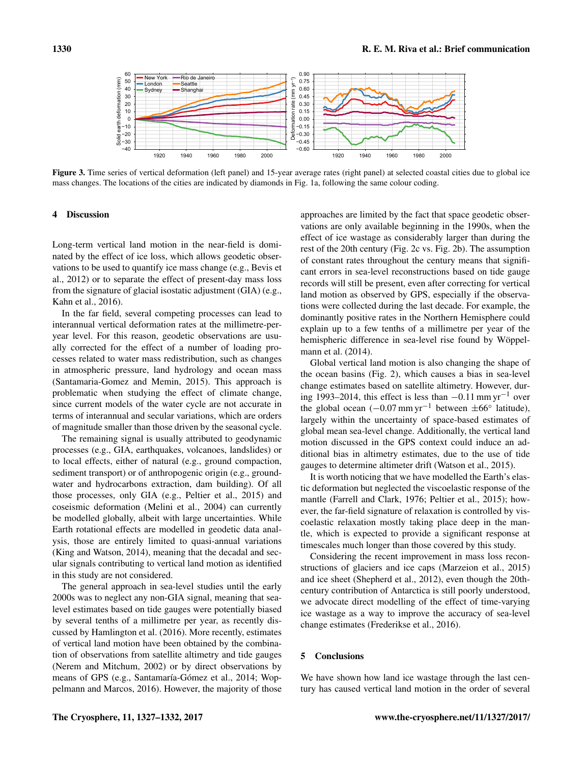**Figure 3.** Time series of vertical deformation (left panel) and 15-year average rates (right panel) at selected coastal cities due to global ice mass changes. The locations of the cities are indicated by diamonds in Fig. 1a, following the same colour coding.

## 4 Discussion

Long-term vertical land motion in the near-field is dominated by the effect of ice loss, which allows geodetic observations to be used to quantify ice mass change (e.g., Bevis et al., 2012) or to separate the effect of present-day mass loss from the signature of glacial isostatic adjustment (GIA) (e.g., Kahn et al., 2016).

In the far field, several competing processes can lead to interannual vertical deformation rates at the millimetre-per-year level. For this reason, geodetic observations are usually corrected for the effect of a number of loading processes related to water mass redistribution, such as changes in atmospheric pressure, land hydrology and ocean mass (Santamaria-Gomez and Memin, 2015). This approach is problematic when studying the effect of climate change, since current models of the water cycle are not accurate in terms of interannual and secular variations, which are orders of magnitude smaller than those driven by the seasonal cycle.

The remaining signal is usually attributed to geodynamic processes (e.g., GIA, earthquakes, volcanoes, landslides) or to local effects, either of natural (e.g., ground compaction, sediment transport) or of anthropogenic origin (e.g., groundwater and hydrocarbons extraction, dam building). Of all those processes, only GIA (e.g., Peltier et al., 2015) and coseismic deformation (Melini et al., 2004) can currently be modelled globally, albeit with large uncertainties. While Earth rotational effects are modelled in geodetic data analysis, those are entirely limited to quasi-annual variations (King and Watson, 2014), meaning that the decadal and secular signals contributing to vertical land motion as identified in this study are not considered.

The general approach in sea-level studies until the early 2000s was to neglect any non-GIA signal, meaning that sea-level estimates based on tide gauges were potentially biased by several tenths of a millimetre per year, as recently discussed by Hamlington et al. (2016). More recently, estimates of vertical land motion have been obtained by the combination of observations from satellite altimetry and tide gauges (Nerem and Mitchum, 2002) or by direct observations by means of GPS (e.g., Santamaría-Gómez et al., 2014; Woppelmann and Marcos, 2016). However, the majority of those approaches are limited by the fact that space geodetic observations are only available beginning in the 1990s, when the effect of ice wastage as considerably larger than during the rest of the 20th century (Fig. 2c vs. Fig. 2b). The assumption of constant rates throughout the century means that significant errors in sea-level reconstructions based on tide gauge records will still be present, even after correcting for vertical land motion as observed by GPS, especially if the observations were collected during the last decade. For example, the dominantly positive rates in the Northern Hemisphere could explain up to a few tenths of a millimetre per year of the hemispheric difference in sea-level rise found by Wöppelmann et al. (2014).

Global vertical land motion is also changing the shape of the ocean basins (Fig. 2), which causes a bias in sea-level change estimates based on satellite altimetry. However, during 1993–2014, this effect is less than $-0.11\,\mathrm{mm\,yr^{-1}}$ over the global ocean ($-0.07\,\mathrm{mm\,yr^{-1}}$ between $\pm 66^\circ$ latitude), largely within the uncertainty of space-based estimates of global mean sea-level change. Additionally, the vertical land motion discussed in the GPS context could induce an additional bias in altimetry estimates, due to the use of tide gauges to determine altimeter drift (Watson et al., 2015).

It is worth noticing that we have modelled the Earth's elastic deformation but neglected the viscoelastic response of the mantle (Farrell and Clark, 1976; Peltier et al., 2015); however, the far-field signature of relaxation is controlled by viscoelastic relaxation mostly taking place deep in the mantle, which is expected to provide a significant response at timescales much longer than those covered by this study.

Considering the recent improvement in mass loss reconstructions of glaciers and ice caps (Marzeion et al., 2015) and ice sheet (Shepherd et al., 2012), even though the 20th-century contribution of Antarctica is still poorly understood, we advocate direct modelling of the effect of time-varying ice wastage as a way to improve the accuracy of sea-level change estimates (Frederikse et al., 2016).

## 5 Conclusions

We have shown how land ice wastage through the last century has caused vertical land motion in the order of several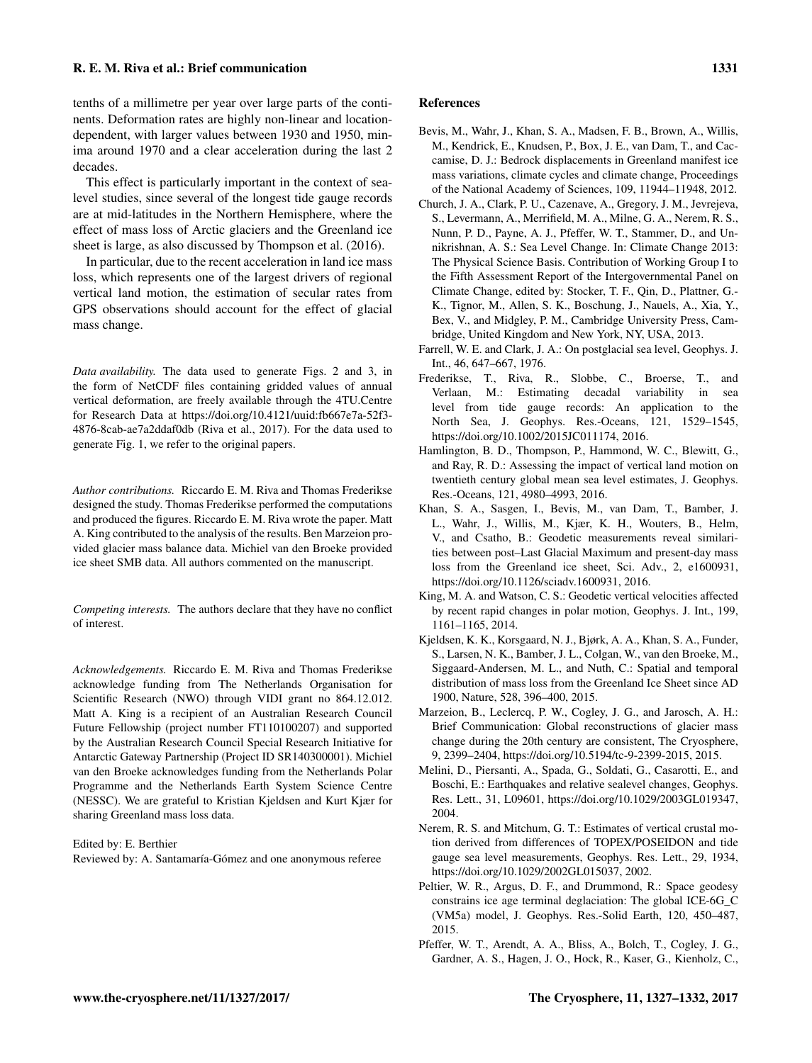tenths of a millimetre per year over large parts of the continents. Deformation rates are highly non-linear and location-dependent, with larger values between 1930 and 1950, minima around 1970 and a clear acceleration during the last 2 decades.

This effect is particularly important in the context of sea-level studies, since several of the longest tide gauge records are at mid-latitudes in the Northern Hemisphere, where the effect of mass loss of Arctic glaciers and the Greenland ice sheet is large, as also discussed by Thompson et al. (2016).

In particular, due to the recent acceleration in land ice mass loss, which represents one of the largest drivers of regional vertical land motion, the estimation of secular rates from GPS observations should account for the effect of glacial mass change.

*Data availability.* The data used to generate Figs. 2 and 3, in the form of NetCDF files containing gridded values of annual vertical deformation, are freely available through the 4TU.Centre for Research Data at https://doi.org/10.4121/uuid:fb667e7a-52f3-4876-8cab-ae7a2ddaf0db (Riva et al., 2017). For the data used to generate Fig. 1, we refer to the original papers.

*Author contributions.* Riccardo E. M. Riva and Thomas Frederikse designed the study. Thomas Frederikse performed the computations and produced the figures. Riccardo E. M. Riva wrote the paper. Matt A. King contributed to the analysis of the results. Ben Marzeion provided glacier mass balance data. Michiel van den Broeke provided ice sheet SMB data. All authors commented on the manuscript.

*Competing interests.* The authors declare that they have no conflict of interest.

*Acknowledgements.* Riccardo E. M. Riva and Thomas Frederikse acknowledge funding from The Netherlands Organisation for Scientific Research (NWO) through VIDI grant no 864.12.012. Matt A. King is a recipient of an Australian Research Council Future Fellowship (project number FT110100207) and supported by the Australian Research Council Special Research Initiative for Antarctic Gateway Partnership (Project ID SR140300001). Michiel van den Broeke acknowledges funding from the Netherlands Polar Programme and the Netherlands Earth System Science Centre (NESSC). We are grateful to Kristian Kjeldsen and Kurt Kjær for sharing Greenland mass loss data.

Edited by: E. Berthier
Reviewed by: A. Santamaría-Gómez and one anonymous referee

## References

Bevis, M., Wahr, J., Khan, S. A., Madsen, F. B., Brown, A., Willis, M., Kendrick, E., Knudsen, P., Box, J. E., van Dam, T., and Caccamise, D. J.: Bedrock displacements in Greenland manifest ice mass variations, climate cycles and climate change, Proceedings of the National Academy of Sciences, 109, 11944–11948, 2012.

Church, J. A., Clark, P. U., Cazenave, A., Gregory, J. M., Jevrejeva, S., Levermann, A., Merrifield, M. A., Milne, G. A., Nerem, R. S., Nunn, P. D., Payne, A. J., Pfeffer, W. T., Stammer, D., and Unnikrishnan, A. S.: Sea Level Change. In: Climate Change 2013: The Physical Science Basis. Contribution of Working Group I to the Fifth Assessment Report of the Intergovernmental Panel on Climate Change, edited by: Stocker, T. F., Qin, D., Plattner, G.-K., Tignor, M., Allen, S. K., Boschung, J., Nauels, A., Xia, Y., Bex, V., and Midgley, P. M., Cambridge University Press, Cambridge, United Kingdom and New York, NY, USA, 2013.

Farrell, W. E. and Clark, J. A.: On postglacial sea level, Geophys. J. Int., 46, 647–667, 1976.

Frederikse, T., Riva, R., Slobbe, C., Broerse, T., and Verlaan, M.: Estimating decadal variability in sea level from tide gauge records: An application to the North Sea, J. Geophys. Res.-Oceans, 121, 1529–1545, https://doi.org/10.1002/2015JC011174, 2016.

Hamlington, B. D., Thompson, P., Hammond, W. C., Blewitt, G., and Ray, R. D.: Assessing the impact of vertical land motion on twentieth century global mean sea level estimates, J. Geophys. Res.-Oceans, 121, 4980–4993, 2016.

Khan, S. A., Sasgen, I., Bevis, M., van Dam, T., Bamber, J. L., Wahr, J., Willis, M., Kjær, K. H., Wouters, B., Helm, V., and Csatho, B.: Geodetic measurements reveal similarities between post–Last Glacial Maximum and present-day mass loss from the Greenland ice sheet, Sci. Adv., 2, e1600931, https://doi.org/10.1126/sciadv.1600931, 2016.

King, M. A. and Watson, C. S.: Geodetic vertical velocities affected by recent rapid changes in polar motion, Geophys. J. Int., 199, 1161–1165, 2014.

Kjeldsen, K. K., Korsgaard, N. J., Bjørk, A. A., Khan, S. A., Funder, S., Larsen, N. K., Bamber, J. L., Colgan, W., van den Broeke, M., Siggaard-Andersen, M. L., and Nuth, C.: Spatial and temporal distribution of mass loss from the Greenland Ice Sheet since AD 1900, Nature, 528, 396–400, 2015.

Marzeion, B., Leclercq, P. W., Cogley, J. G., and Jarosch, A. H.: Brief Communication: Global reconstructions of glacier mass change during the 20th century are consistent, The Cryosphere, 9, 2399–2404, https://doi.org/10.5194/tc-9-2399-2015, 2015.

Melini, D., Piersanti, A., Spada, G., Soldati, G., Casarotti, E., and Boschi, E.: Earthquakes and relative sealevel changes, Geophys. Res. Lett., 31, L09601, https://doi.org/10.1029/2003GL019347, 2004.

Nerem, R. S. and Mitchum, G. T.: Estimates of vertical crustal motion derived from differences of TOPEX/POSEIDON and tide gauge sea level measurements, Geophys. Res. Lett., 29, 1934, https://doi.org/10.1029/2002GL015037, 2002.

Peltier, W. R., Argus, D. F., and Drummond, R.: Space geodesy constrains ice age terminal deglaciation: The global ICE-6G_C (VM5a) model, J. Geophys. Res.-Solid Earth, 120, 450–487, 2015.

Pfeffer, W. T., Arendt, A. A., Bliss, A., Bolch, T., Cogley, J. G., Gardner, A. S., Hagen, J. O., Hock, R., Kaser, G., Kienholz, C.,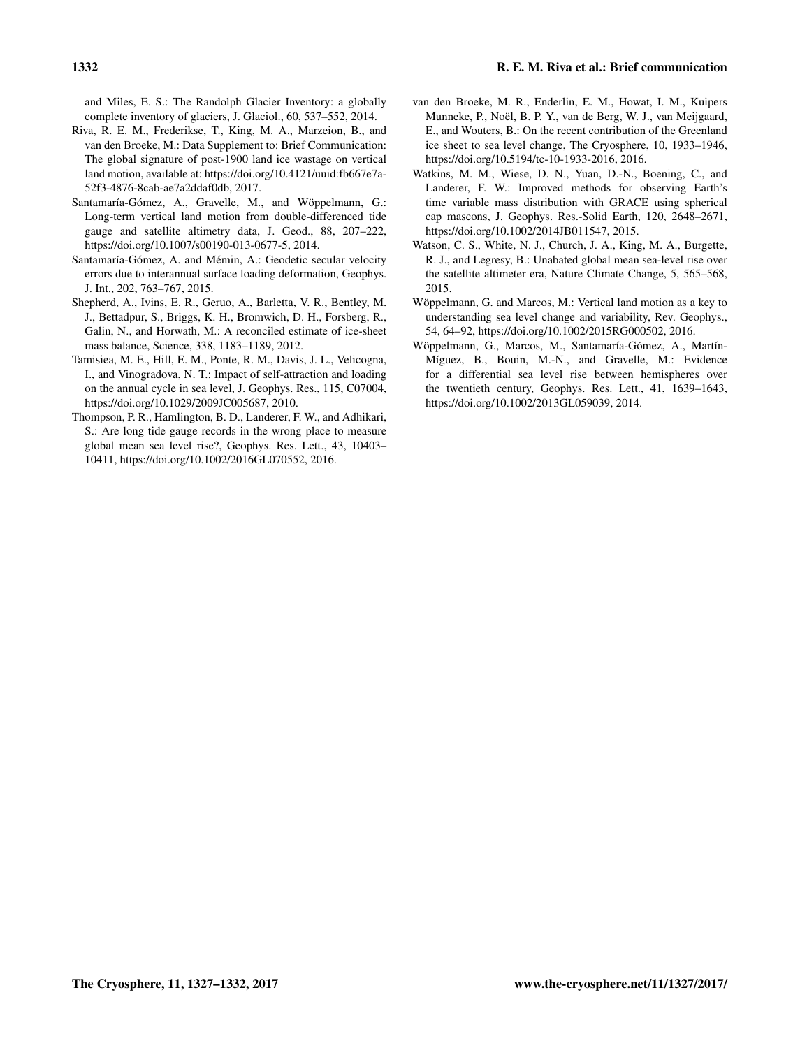and Miles, E. S.: The Randolph Glacier Inventory: a globally complete inventory of glaciers, J. Glaciol., 60, 537–552, 2014.

Riva, R. E. M., Frederikse, T., King, M. A., Marzeion, B., and van den Broeke, M.: Data Supplement to: Brief Communication: The global signature of post-1900 land ice wastage on vertical land motion, available at: https://doi.org/10.4121/uuid:fb667e7a-52f3-4876-8cab-ae7a2ddaf0db, 2017.

Santamaría-Gómez, A., Gravelle, M., and Wöppelmann, G.: Long-term vertical land motion from double-differenced tide gauge and satellite altimetry data, J. Geod., 88, 207–222, https://doi.org/10.1007/s00190-013-0677-5, 2014.

Santamaría-Gómez, A. and Mémin, A.: Geodetic secular velocity errors due to interannual surface loading deformation, Geophys. J. Int., 202, 763–767, 2015.

Shepherd, A., Ivins, E. R., Geruo, A., Barletta, V. R., Bentley, M. J., Bettadpur, S., Briggs, K. H., Bromwich, D. H., Forsberg, R., Galin, N., and Horwath, M.: A reconciled estimate of ice-sheet mass balance, Science, 338, 1183–1189, 2012.

Tamisiea, M. E., Hill, E. M., Ponte, R. M., Davis, J. L., Velicogna, I., and Vinogradova, N. T.: Impact of self-attraction and loading on the annual cycle in sea level, J. Geophys. Res., 115, C07004, https://doi.org/10.1029/2009JC005687, 2010.

Thompson, P. R., Hamlington, B. D., Landerer, F. W., and Adhikari, S.: Are long tide gauge records in the wrong place to measure global mean sea level rise?, Geophys. Res. Lett., 43, 10403–10411, https://doi.org/10.1002/2016GL070552, 2016.

van den Broeke, M. R., Enderlin, E. M., Howat, I. M., Kuipers Munneke, P., Noël, B. P. Y., van de Berg, W. J., van Meijgaard, E., and Wouters, B.: On the recent contribution of the Greenland ice sheet to sea level change, The Cryosphere, 10, 1933–1946, https://doi.org/10.5194/tc-10-1933-2016, 2016.

Watkins, M. M., Wiese, D. N., Yuan, D.-N., Boening, C., and Landerer, F. W.: Improved methods for observing Earth's time variable mass distribution with GRACE using spherical cap mascons, J. Geophys. Res.-Solid Earth, 120, 2648–2671, https://doi.org/10.1002/2014JB011547, 2015.

Watson, C. S., White, N. J., Church, J. A., King, M. A., Burgette, R. J., and Legresy, B.: Unabated global mean sea-level rise over the satellite altimeter era, Nature Climate Change, 5, 565–568, 2015.

Wöppelmann, G. and Marcos, M.: Vertical land motion as a key to understanding sea level change and variability, Rev. Geophys., 54, 64–92, https://doi.org/10.1002/2015RG000502, 2016.

Wöppelmann, G., Marcos, M., Santamaría-Gómez, A., Martín-Míguez, B., Bouin, M.-N., and Gravelle, M.: Evidence for a differential sea level rise between hemispheres over the twentieth century, Geophys. Res. Lett., 41, 1639–1643, https://doi.org/10.1002/2013GL059039, 2014.